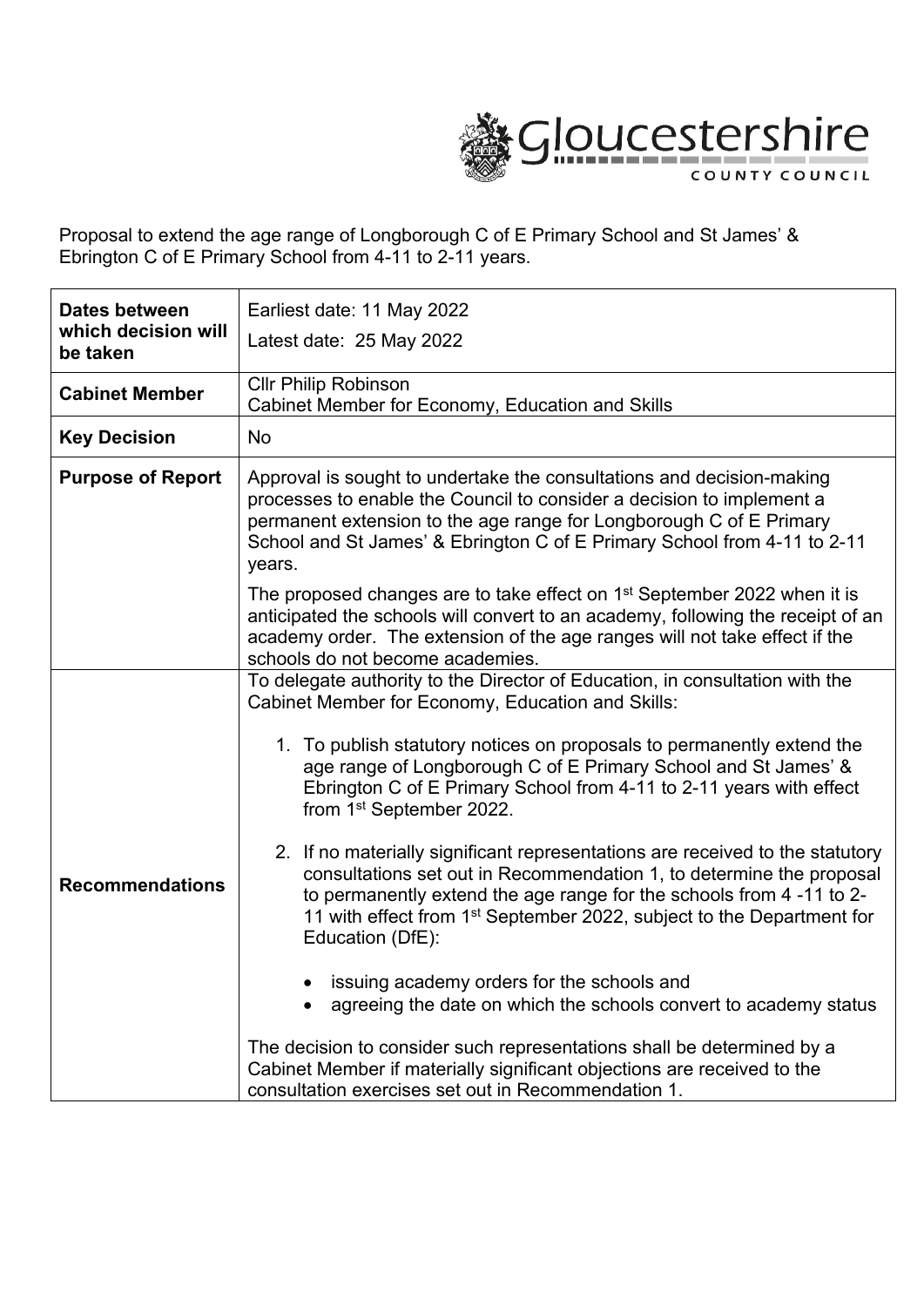Gloucestershire County Council

Proposal to extend the age range of Longborough C of E Primary School and St James' & Ebrington C of E Primary School from 4-11 to 2-11 years.

| | |
|---|---|
| **Dates between which decision will be taken** | Earliest date: 11 May 2022<br>Latest date: 25 May 2022 |
| **Cabinet Member** | Cllr Philip Robinson<br>Cabinet Member for Economy, Education and Skills |
| **Key Decision** | No |
| **Purpose of Report** | Approval is sought to undertake the consultations and decision-making processes to enable the Council to consider a decision to implement a permanent extension to the age range for Longborough C of E Primary School and St James' & Ebrington C of E Primary School from 4-11 to 2-11 years.<br><br>The proposed changes are to take effect on 1st September 2022 when it is anticipated the schools will convert to an academy, following the receipt of an academy order. The extension of the age ranges will not take effect if the schools do not become academies. |
| **Recommendations** | To delegate authority to the Director of Education, in consultation with the Cabinet Member for Economy, Education and Skills:<br><br>1. To publish statutory notices on proposals to permanently extend the age range of Longborough C of E Primary School and St James' & Ebrington C of E Primary School from 4-11 to 2-11 years with effect from 1st September 2022.<br><br>2. If no materially significant representations are received to the statutory consultations set out in Recommendation 1, to determine the proposal to permanently extend the age range for the schools from 4 -11 to 2-11 with effect from 1st September 2022, subject to the Department for Education (DfE):<br><br>• issuing academy orders for the schools and<br>• agreeing the date on which the schools convert to academy status<br><br>The decision to consider such representations shall be determined by a Cabinet Member if materially significant objections are received to the consultation exercises set out in Recommendation 1. |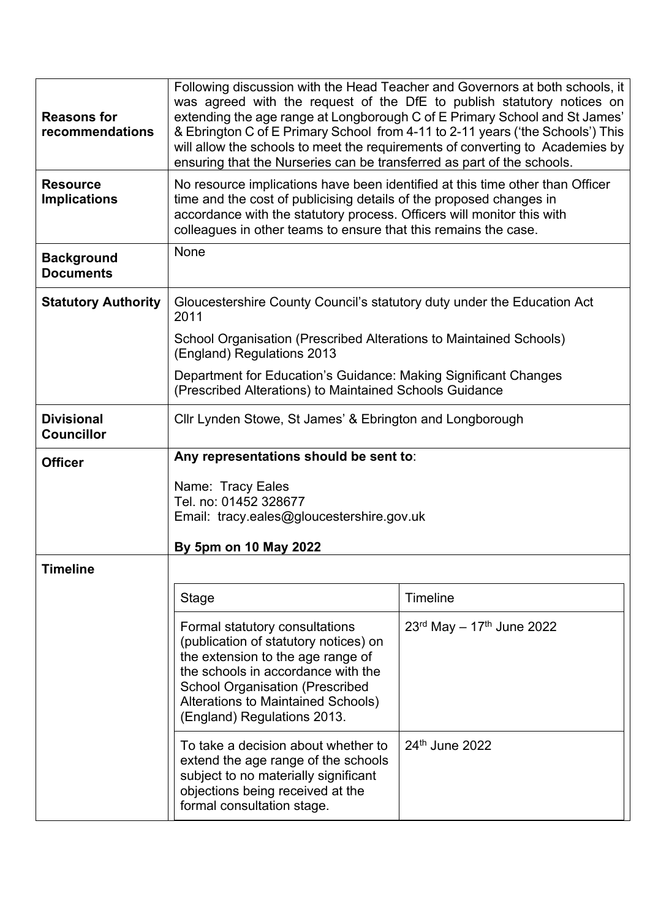| | |
|---|---|
| **Reasons for recommendations** | Following discussion with the Head Teacher and Governors at both schools, it was agreed with the request of the DfE to publish statutory notices on extending the age range at Longborough C of E Primary School and St James' & Ebrington C of E Primary School from 4-11 to 2-11 years ('the Schools') This will allow the schools to meet the requirements of converting to Academies by ensuring that the Nurseries can be transferred as part of the schools. |
| **Resource Implications** | No resource implications have been identified at this time other than Officer time and the cost of publicising details of the proposed changes in accordance with the statutory process. Officers will monitor this with colleagues in other teams to ensure that this remains the case. |
| **Background Documents** | None |
| **Statutory Authority** | Gloucestershire County Council's statutory duty under the Education Act 2011<br><br>School Organisation (Prescribed Alterations to Maintained Schools) (England) Regulations 2013<br><br>Department for Education's Guidance: Making Significant Changes (Prescribed Alterations) to Maintained Schools Guidance |
| **Divisional Councillor** | Cllr Lynden Stowe, St James' & Ebrington and Longborough |
| **Officer** | **Any representations should be sent to**:<br><br>Name: Tracy Eales<br>Tel. no: 01452 328677<br>Email: tracy.eales@gloucestershire.gov.uk<br><br>**By 5pm on 10 May 2022** |
| **Timeline** | |

| Stage | Timeline |
|---|---|
| Formal statutory consultations (publication of statutory notices) on the extension to the age range of the schools in accordance with the School Organisation (Prescribed Alterations to Maintained Schools) (England) Regulations 2013. | 23rd May – 17th June 2022 |
| To take a decision about whether to extend the age range of the schools subject to no materially significant objections being received at the formal consultation stage. | 24th June 2022 |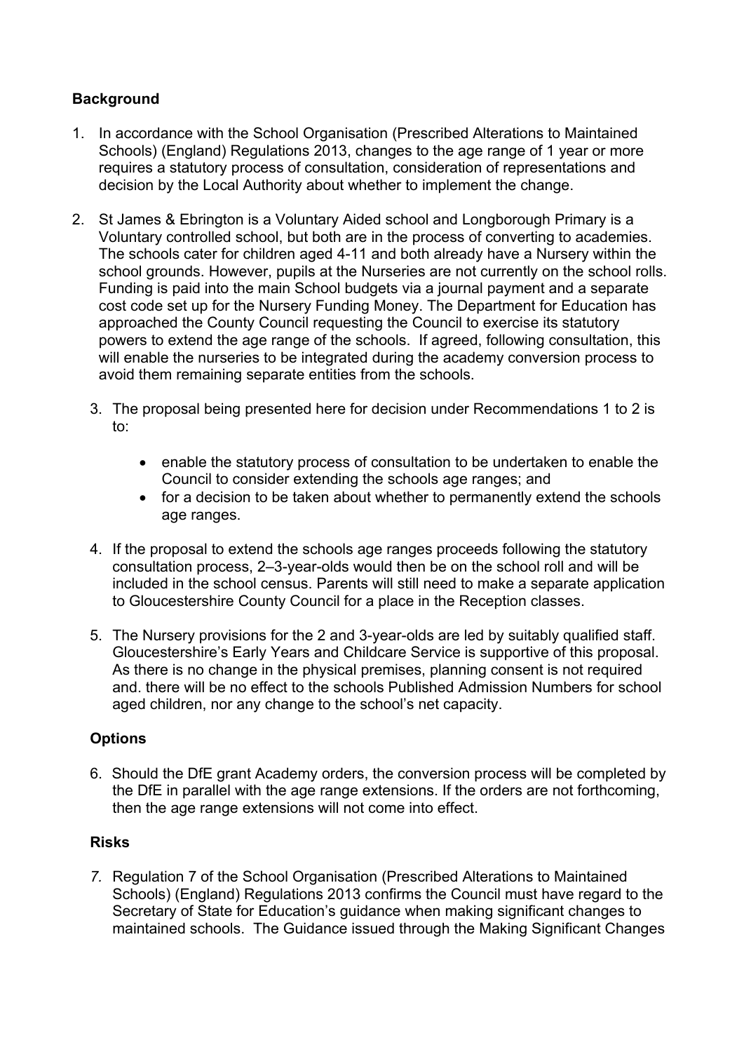## Background

1. In accordance with the School Organisation (Prescribed Alterations to Maintained Schools) (England) Regulations 2013, changes to the age range of 1 year or more requires a statutory process of consultation, consideration of representations and decision by the Local Authority about whether to implement the change.

2. St James & Ebrington is a Voluntary Aided school and Longborough Primary is a Voluntary controlled school, but both are in the process of converting to academies. The schools cater for children aged 4-11 and both already have a Nursery within the school grounds. However, pupils at the Nurseries are not currently on the school rolls. Funding is paid into the main School budgets via a journal payment and a separate cost code set up for the Nursery Funding Money. The Department for Education has approached the County Council requesting the Council to exercise its statutory powers to extend the age range of the schools. If agreed, following consultation, this will enable the nurseries to be integrated during the academy conversion process to avoid them remaining separate entities from the schools.

3. The proposal being presented here for decision under Recommendations 1 to 2 is to:

   - enable the statutory process of consultation to be undertaken to enable the Council to consider extending the schools age ranges; and
   - for a decision to be taken about whether to permanently extend the schools age ranges.

4. If the proposal to extend the schools age ranges proceeds following the statutory consultation process, 2–3-year-olds would then be on the school roll and will be included in the school census. Parents will still need to make a separate application to Gloucestershire County Council for a place in the Reception classes.

5. The Nursery provisions for the 2 and 3-year-olds are led by suitably qualified staff. Gloucestershire's Early Years and Childcare Service is supportive of this proposal. As there is no change in the physical premises, planning consent is not required and. there will be no effect to the schools Published Admission Numbers for school aged children, nor any change to the school's net capacity.

## Options

6. Should the DfE grant Academy orders, the conversion process will be completed by the DfE in parallel with the age range extensions. If the orders are not forthcoming, then the age range extensions will not come into effect.

## Risks

7. Regulation 7 of the School Organisation (Prescribed Alterations to Maintained Schools) (England) Regulations 2013 confirms the Council must have regard to the Secretary of State for Education's guidance when making significant changes to maintained schools. The Guidance issued through the Making Significant Changes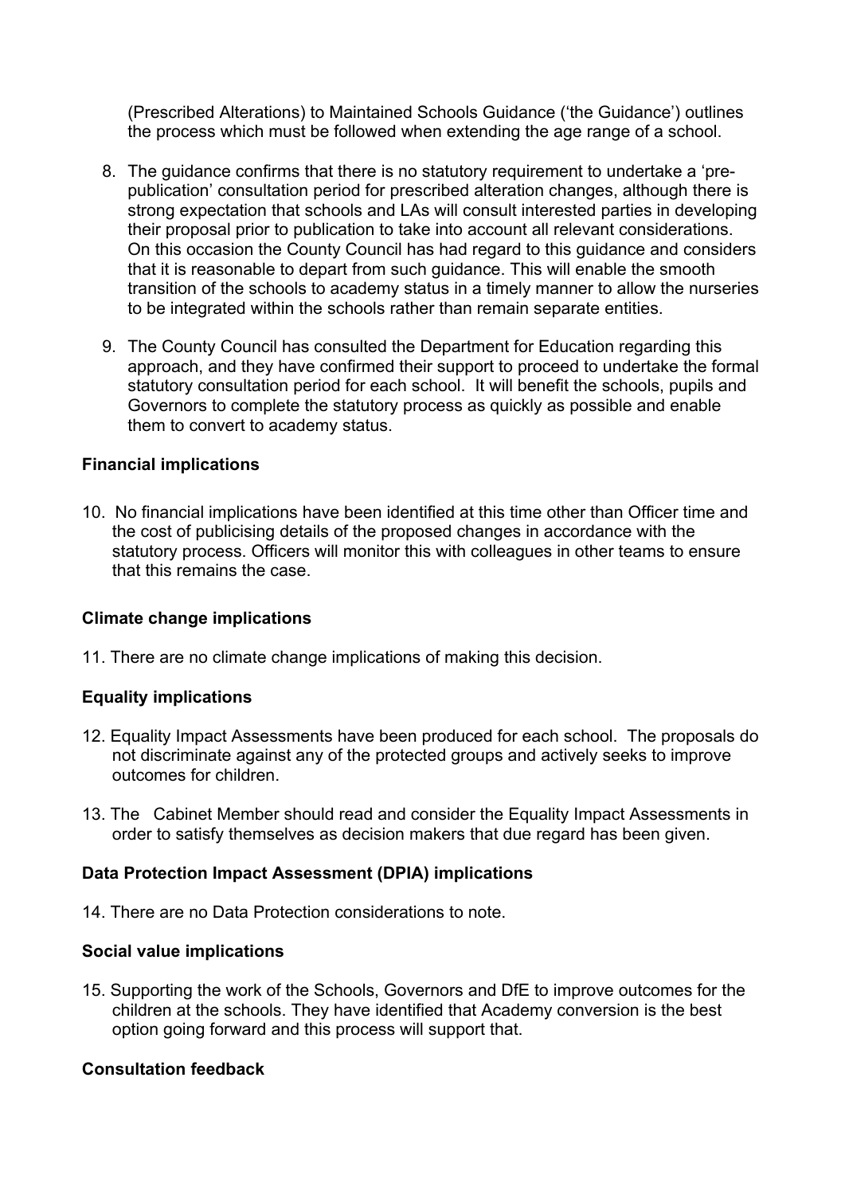(Prescribed Alterations) to Maintained Schools Guidance ('the Guidance') outlines the process which must be followed when extending the age range of a school.

8. The guidance confirms that there is no statutory requirement to undertake a 'pre-publication' consultation period for prescribed alteration changes, although there is strong expectation that schools and LAs will consult interested parties in developing their proposal prior to publication to take into account all relevant considerations. On this occasion the County Council has had regard to this guidance and considers that it is reasonable to depart from such guidance. This will enable the smooth transition of the schools to academy status in a timely manner to allow the nurseries to be integrated within the schools rather than remain separate entities.

9. The County Council has consulted the Department for Education regarding this approach, and they have confirmed their support to proceed to undertake the formal statutory consultation period for each school. It will benefit the schools, pupils and Governors to complete the statutory process as quickly as possible and enable them to convert to academy status.

**Financial implications**

10. No financial implications have been identified at this time other than Officer time and the cost of publicising details of the proposed changes in accordance with the statutory process. Officers will monitor this with colleagues in other teams to ensure that this remains the case.

**Climate change implications**

11. There are no climate change implications of making this decision.

**Equality implications**

12. Equality Impact Assessments have been produced for each school. The proposals do not discriminate against any of the protected groups and actively seeks to improve outcomes for children.

13. The Cabinet Member should read and consider the Equality Impact Assessments in order to satisfy themselves as decision makers that due regard has been given.

**Data Protection Impact Assessment (DPIA) implications**

14. There are no Data Protection considerations to note.

**Social value implications**

15. Supporting the work of the Schools, Governors and DfE to improve outcomes for the children at the schools. They have identified that Academy conversion is the best option going forward and this process will support that.

**Consultation feedback**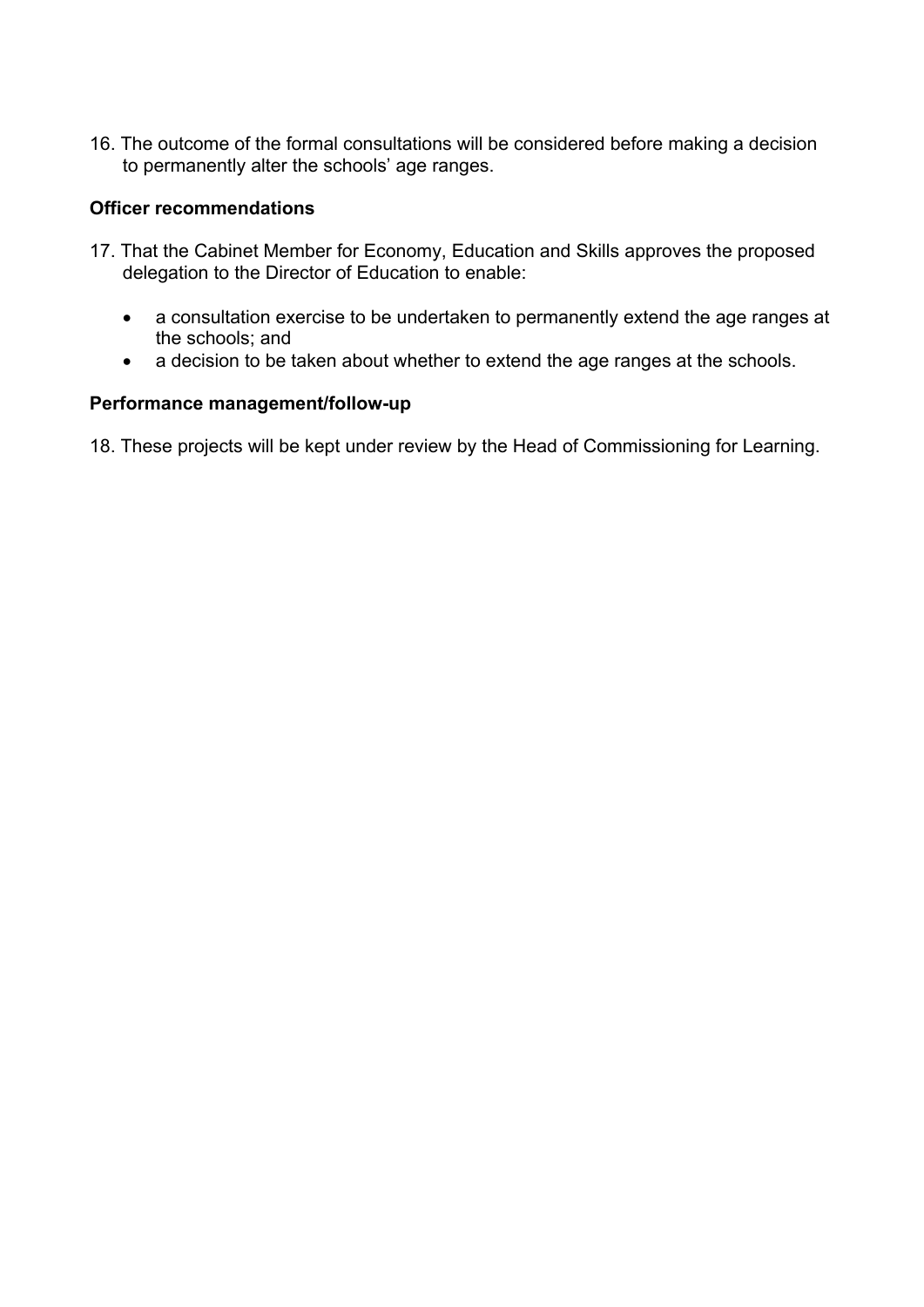16. The outcome of the formal consultations will be considered before making a decision to permanently alter the schools' age ranges.

**Officer recommendations**

17. That the Cabinet Member for Economy, Education and Skills approves the proposed delegation to the Director of Education to enable:

    - a consultation exercise to be undertaken to permanently extend the age ranges at the schools; and
    - a decision to be taken about whether to extend the age ranges at the schools.

**Performance management/follow-up**

18. These projects will be kept under review by the Head of Commissioning for Learning.